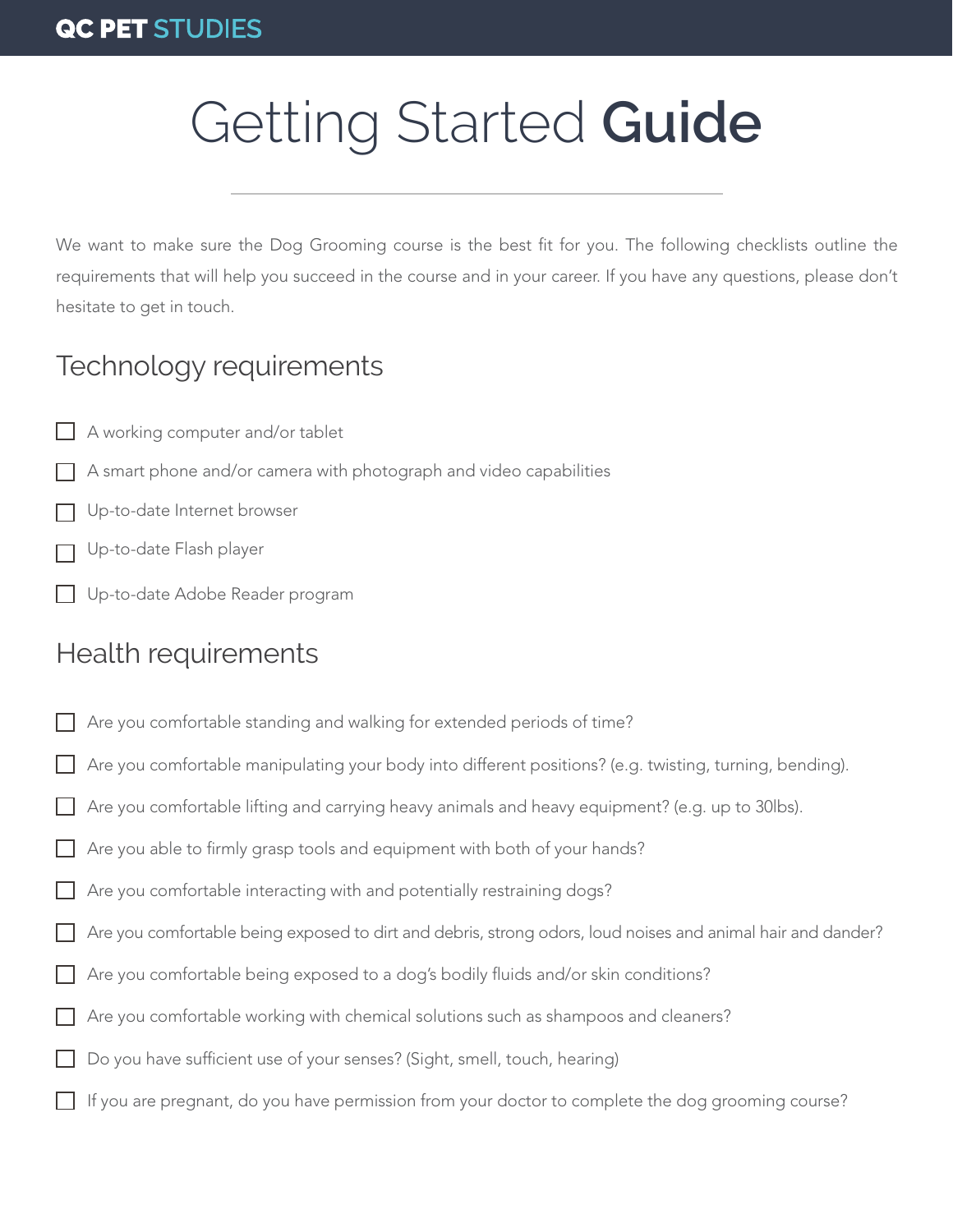# Getting Started **Guide**

We want to make sure the Dog Grooming course is the best fit for you. The following checklists outline the requirements that will help you succeed in the course and in your career. If you have any questions, please don't hesitate to get in touch.

## Technology requirements

- ☐ A working computer and/or tablet
- ☐ A smart phone and/or camera with photograph and video capabilities
- ☐ Up-to-date Internet browser
- ☐ Up-to-date Flash player
- ☐ Up-to-date Adobe Reader program

## Health requirements

- ☐ Are you comfortable standing and walking for extended periods of time?
- ☐ Are you comfortable manipulating your body into different positions? (e.g. twisting, turning, bending).
- ☐ Are you comfortable lifting and carrying heavy animals and heavy equipment? (e.g. up to 30lbs).
- ☐ Are you able to firmly grasp tools and equipment with both of your hands?
- ☐ Are you comfortable interacting with and potentially restraining dogs?
- ☐ Are you comfortable being exposed to dirt and debris, strong odors, loud noises and animal hair and dander?
- ☐ Are you comfortable being exposed to a dog's bodily fluids and/or skin conditions?
- ☐ Are you comfortable working with chemical solutions such as shampoos and cleaners?
- ☐ Do you have sufficient use of your senses? (Sight, smell, touch, hearing)
- ☐ If you are pregnant, do you have permission from your doctor to complete the dog grooming course?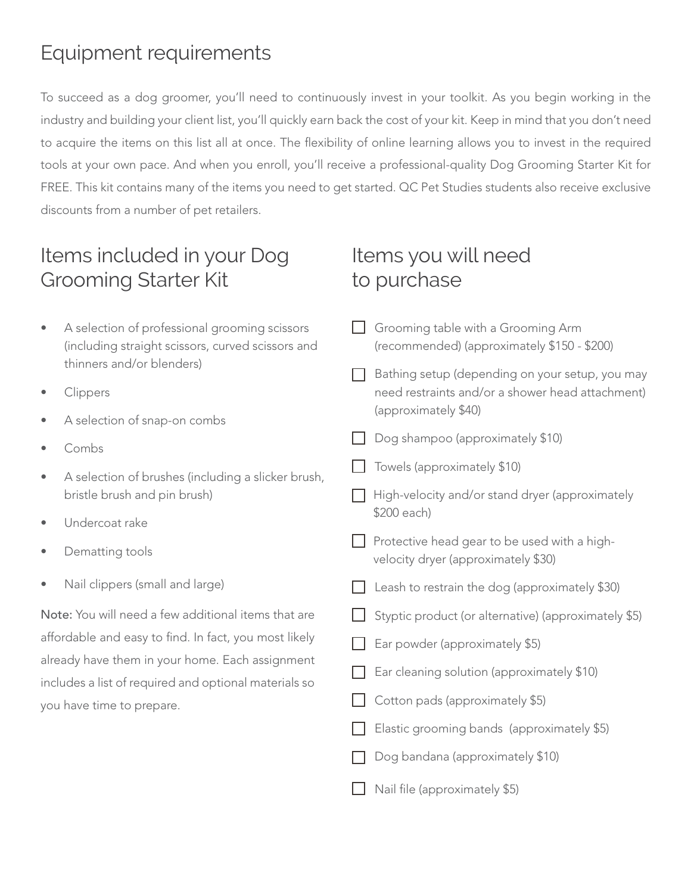## Equipment requirements

To succeed as a dog groomer, you'll need to continuously invest in your toolkit. As you begin working in the industry and building your client list, you'll quickly earn back the cost of your kit. Keep in mind that you don't need to acquire the items on this list all at once. The flexibility of online learning allows you to invest in the required tools at your own pace. And when you enroll, you'll receive a professional-quality Dog Grooming Starter Kit for FREE. This kit contains many of the items you need to get started. QC Pet Studies students also receive exclusive discounts from a number of pet retailers.

## Items included in your Dog Grooming Starter Kit

- A selection of professional grooming scissors (including straight scissors, curved scissors and thinners and/or blenders)
- Clippers
- A selection of snap-on combs
- Combs
- A selection of brushes (including a slicker brush, bristle brush and pin brush)
- Undercoat rake
- Dematting tools
- Nail clippers (small and large)

**Note:** You will need a few additional items that are affordable and easy to find. In fact, you most likely already have them in your home. Each assignment includes a list of required and optional materials so you have time to prepare.

## Items you will need to purchase

- [ ] Grooming table with a Grooming Arm (recommended) (approximately $150 - $200)
- [ ] Bathing setup (depending on your setup, you may need restraints and/or a shower head attachment) (approximately $40)
- [ ] Dog shampoo (approximately $10)
- [ ] Towels (approximately $10)
- [ ] High-velocity and/or stand dryer (approximately $200 each)
- [ ] Protective head gear to be used with a high-velocity dryer (approximately $30)
- [ ] Leash to restrain the dog (approximately $30)
- [ ] Styptic product (or alternative) (approximately $5)
- [ ] Ear powder (approximately $5)
- [ ] Ear cleaning solution (approximately $10)
- [ ] Cotton pads (approximately $5)
- [ ] Elastic grooming bands (approximately $5)
- [ ] Dog bandana (approximately $10)
- [ ] Nail file (approximately $5)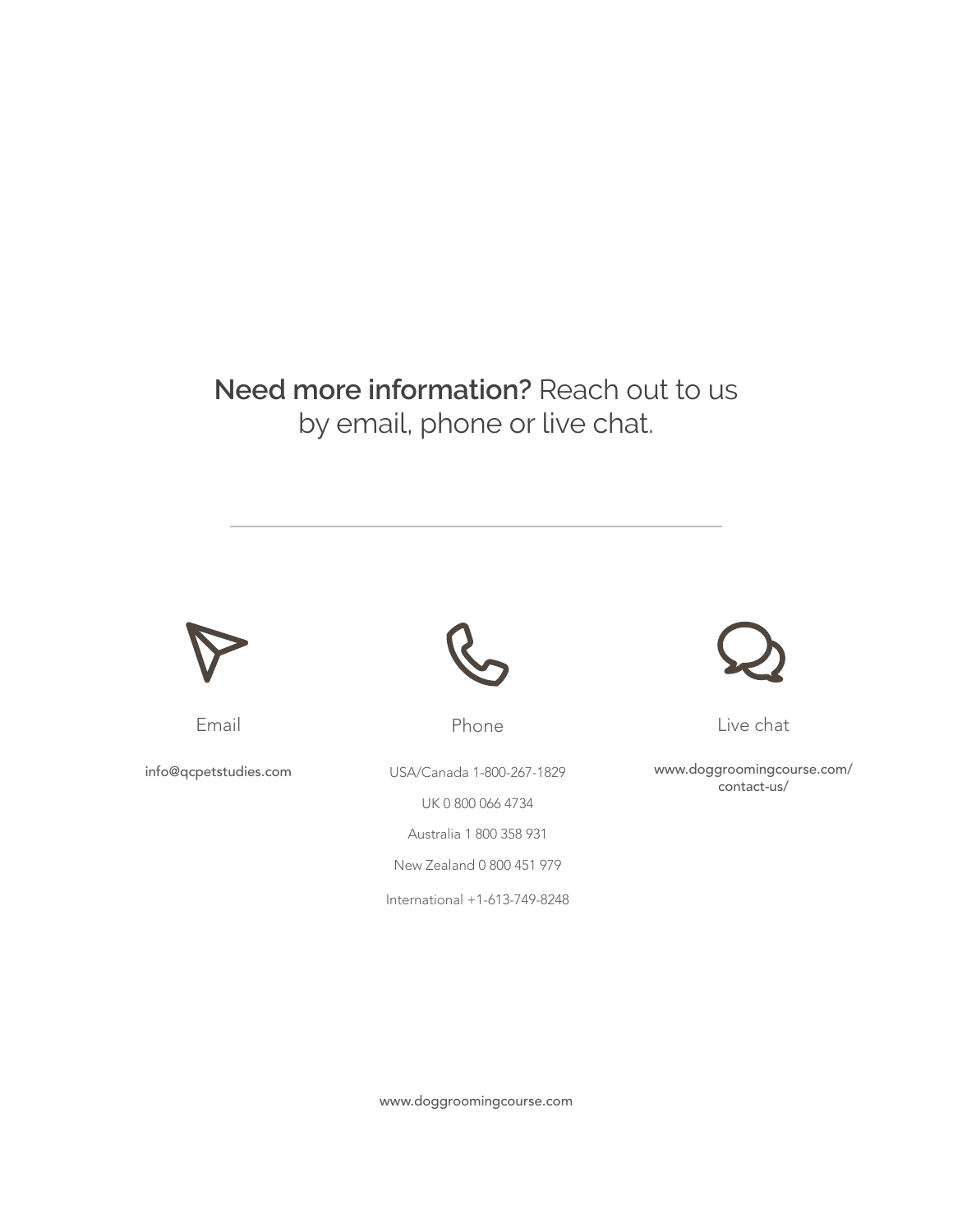**Need more information?** Reach out to us by email, phone or live chat.

---

Email

info@qcpetstudies.com

Phone

USA/Canada 1-800-267-1829

UK 0 800 066 4734

Australia 1 800 358 931

New Zealand 0 800 451 979

International +1-613-749-8248

Live chat

www.doggroomingcourse.com/contact-us/

www.doggroomingcourse.com